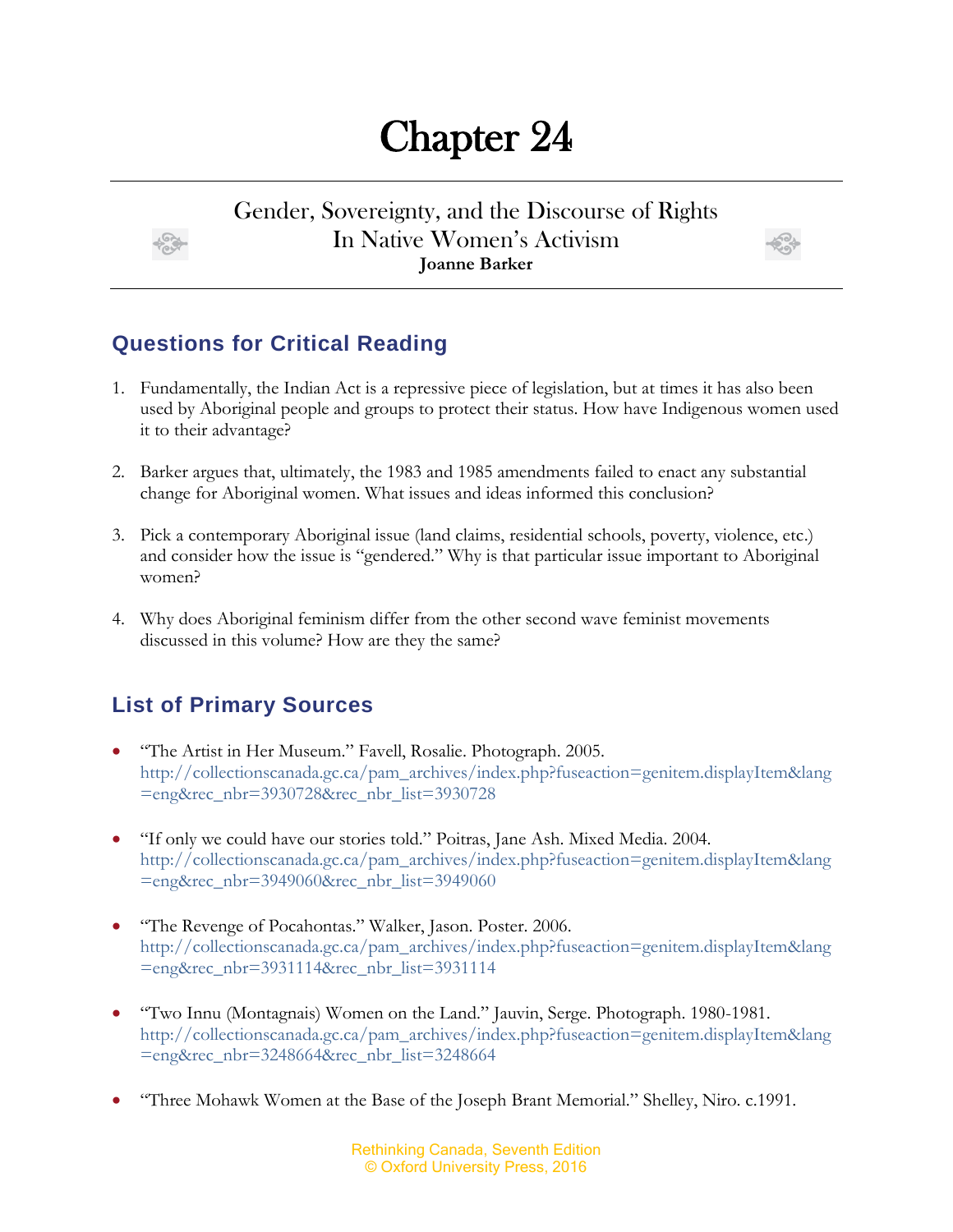# Chapter 24

## Gender, Sovereignty, and the Discourse of Rights In Native Women's Activism

**Joanne Barker**

## Questions for Critical Reading

1. Fundamentally, the Indian Act is a repressive piece of legislation, but at times it has also been used by Aboriginal people and groups to protect their status. How have Indigenous women used it to their advantage?

2. Barker argues that, ultimately, the 1983 and 1985 amendments failed to enact any substantial change for Aboriginal women. What issues and ideas informed this conclusion?

3. Pick a contemporary Aboriginal issue (land claims, residential schools, poverty, violence, etc.) and consider how the issue is "gendered." Why is that particular issue important to Aboriginal women?

4. Why does Aboriginal feminism differ from the other second wave feminist movements discussed in this volume? How are they the same?

## List of Primary Sources

- "The Artist in Her Museum." Favell, Rosalie. Photograph. 2005. http://collectionscanada.gc.ca/pam_archives/index.php?fuseaction=genitem.displayItem&lang=eng&rec_nbr=3930728&rec_nbr_list=3930728

- "If only we could have our stories told." Poitras, Jane Ash. Mixed Media. 2004. http://collectionscanada.gc.ca/pam_archives/index.php?fuseaction=genitem.displayItem&lang=eng&rec_nbr=3949060&rec_nbr_list=3949060

- "The Revenge of Pocahontas." Walker, Jason. Poster. 2006. http://collectionscanada.gc.ca/pam_archives/index.php?fuseaction=genitem.displayItem&lang=eng&rec_nbr=3931114&rec_nbr_list=3931114

- "Two Innu (Montagnais) Women on the Land." Jauvin, Serge. Photograph. 1980-1981. http://collectionscanada.gc.ca/pam_archives/index.php?fuseaction=genitem.displayItem&lang=eng&rec_nbr=3248664&rec_nbr_list=3248664

- "Three Mohawk Women at the Base of the Joseph Brant Memorial." Shelley, Niro. c.1991.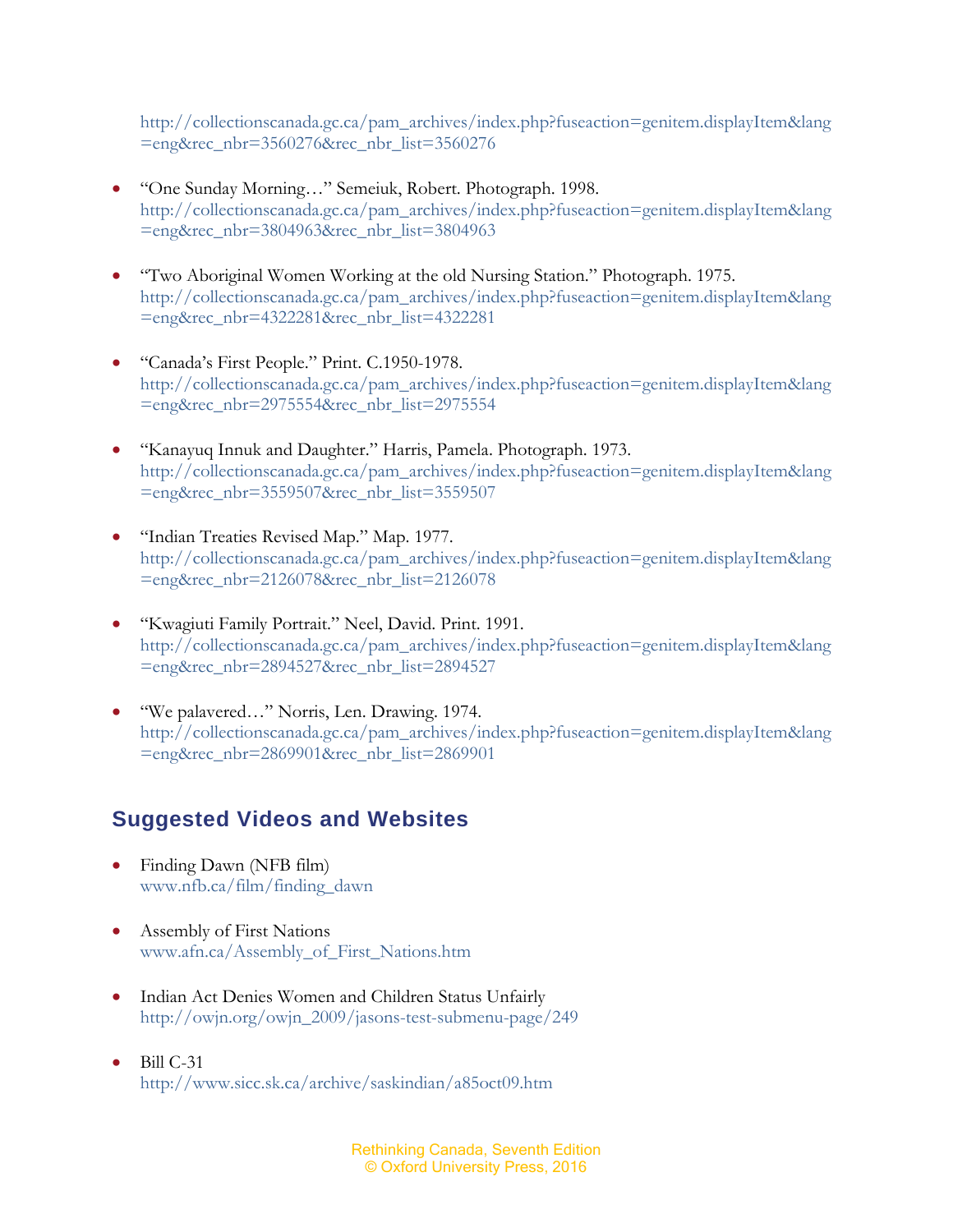http://collectionscanada.gc.ca/pam_archives/index.php?fuseaction=genitem.displayItem&lang=eng&rec_nbr=3560276&rec_nbr_list=3560276

- "One Sunday Morning…" Semeiuk, Robert. Photograph. 1998.
  http://collectionscanada.gc.ca/pam_archives/index.php?fuseaction=genitem.displayItem&lang=eng&rec_nbr=3804963&rec_nbr_list=3804963

- "Two Aboriginal Women Working at the old Nursing Station." Photograph. 1975.
  http://collectionscanada.gc.ca/pam_archives/index.php?fuseaction=genitem.displayItem&lang=eng&rec_nbr=4322281&rec_nbr_list=4322281

- "Canada's First People." Print. C.1950-1978.
  http://collectionscanada.gc.ca/pam_archives/index.php?fuseaction=genitem.displayItem&lang=eng&rec_nbr=2975554&rec_nbr_list=2975554

- "Kanayuq Innuk and Daughter." Harris, Pamela. Photograph. 1973.
  http://collectionscanada.gc.ca/pam_archives/index.php?fuseaction=genitem.displayItem&lang=eng&rec_nbr=3559507&rec_nbr_list=3559507

- "Indian Treaties Revised Map." Map. 1977.
  http://collectionscanada.gc.ca/pam_archives/index.php?fuseaction=genitem.displayItem&lang=eng&rec_nbr=2126078&rec_nbr_list=2126078

- "Kwagiuti Family Portrait." Neel, David. Print. 1991.
  http://collectionscanada.gc.ca/pam_archives/index.php?fuseaction=genitem.displayItem&lang=eng&rec_nbr=2894527&rec_nbr_list=2894527

- "We palavered…" Norris, Len. Drawing. 1974.
  http://collectionscanada.gc.ca/pam_archives/index.php?fuseaction=genitem.displayItem&lang=eng&rec_nbr=2869901&rec_nbr_list=2869901

## Suggested Videos and Websites

- Finding Dawn (NFB film)
  www.nfb.ca/film/finding_dawn

- Assembly of First Nations
  www.afn.ca/Assembly_of_First_Nations.htm

- Indian Act Denies Women and Children Status Unfairly
  http://owjn.org/owjn_2009/jasons-test-submenu-page/249

- Bill C-31
  http://www.sicc.sk.ca/archive/saskindian/a85oct09.htm